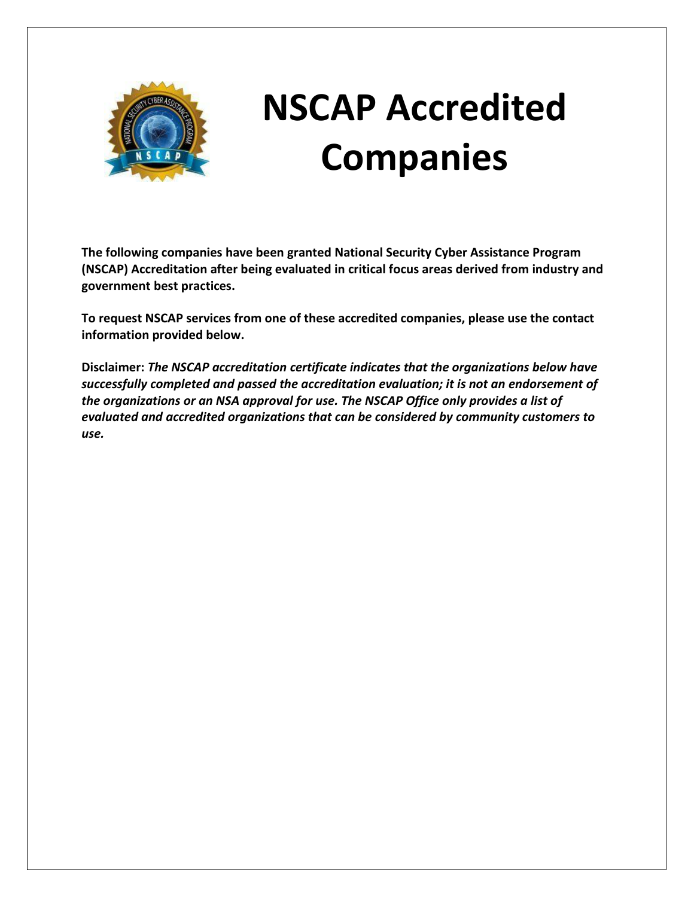# NSCAP Accredited Companies

**The following companies have been granted National Security Cyber Assistance Program (NSCAP) Accreditation after being evaluated in critical focus areas derived from industry and government best practices.**

**To request NSCAP services from one of these accredited companies, please use the contact information provided below.**

**Disclaimer:** ***The NSCAP accreditation certificate indicates that the organizations below have successfully completed and passed the accreditation evaluation; it is not an endorsement of the organizations or an NSA approval for use. The NSCAP Office only provides a list of evaluated and accredited organizations that can be considered by community customers to use.***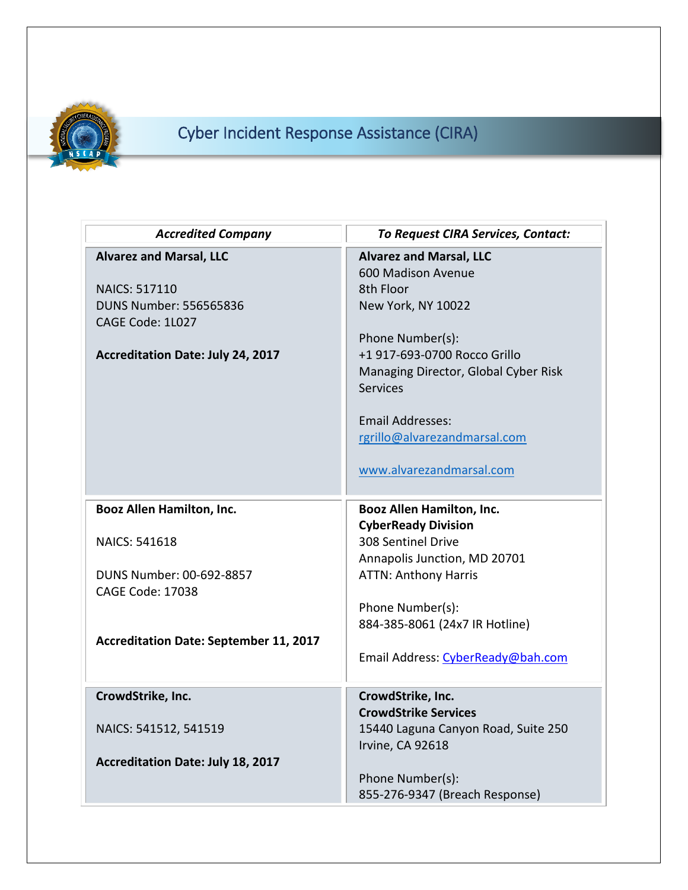# Cyber Incident Response Assistance (CIRA)

| *Accredited Company* | *To Request CIRA Services, Contact:* |
|---|---|
| **Alvarez and Marsal, LLC**<br><br>NAICS: 517110<br>DUNS Number: 556565836<br>CAGE Code: 1L027<br><br>**Accreditation Date: July 24, 2017** | **Alvarez and Marsal, LLC**<br>600 Madison Avenue<br>8th Floor<br>New York, NY 10022<br><br>Phone Number(s):<br>+1 917-693-0700 Rocco Grillo<br>Managing Director, Global Cyber Risk Services<br><br>Email Addresses:<br>rgrillo@alvarezandmarsal.com<br><br>www.alvarezandmarsal.com |
| **Booz Allen Hamilton, Inc.**<br><br>NAICS: 541618<br><br>DUNS Number: 00-692-8857<br>CAGE Code: 17038<br><br>**Accreditation Date: September 11, 2017** | **Booz Allen Hamilton, Inc.**<br>**CyberReady Division**<br>308 Sentinel Drive<br>Annapolis Junction, MD 20701<br>ATTN: Anthony Harris<br><br>Phone Number(s):<br>884-385-8061 (24x7 IR Hotline)<br><br>Email Address: CyberReady@bah.com |
| **CrowdStrike, Inc.**<br><br>NAICS: 541512, 541519<br><br>**Accreditation Date: July 18, 2017** | **CrowdStrike, Inc.**<br>**CrowdStrike Services**<br>15440 Laguna Canyon Road, Suite 250<br>Irvine, CA 92618<br><br>Phone Number(s):<br>855-276-9347 (Breach Response) |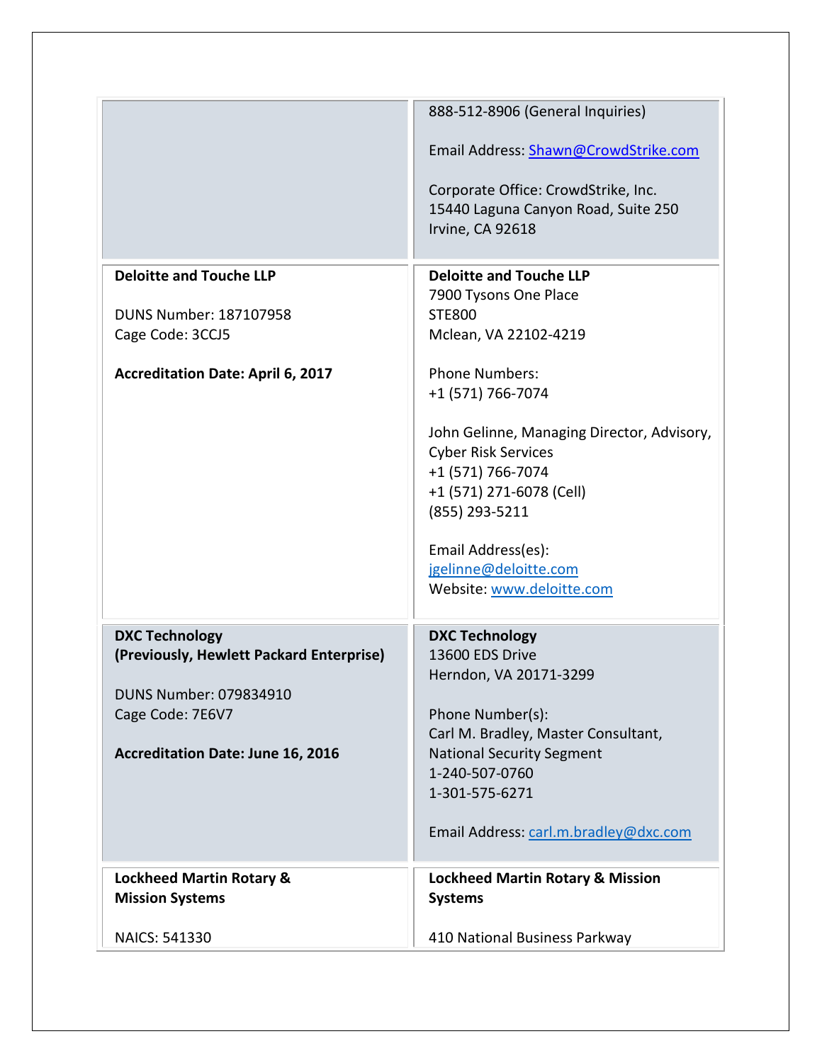| | |
|---|---|
| | 888-512-8906 (General Inquiries)<br><br>Email Address: Shawn@CrowdStrike.com<br><br>Corporate Office: CrowdStrike, Inc.<br>15440 Laguna Canyon Road, Suite 250<br>Irvine, CA 92618 |
| **Deloitte and Touche LLP**<br><br>DUNS Number: 187107958<br>Cage Code: 3CCJ5<br><br>**Accreditation Date: April 6, 2017** | **Deloitte and Touche LLP**<br>7900 Tysons One Place<br>STE800<br>Mclean, VA 22102-4219<br><br>Phone Numbers:<br>+1 (571) 766-7074<br><br>John Gelinne, Managing Director, Advisory, Cyber Risk Services<br>+1 (571) 766-7074<br>+1 (571) 271-6078 (Cell)<br>(855) 293-5211<br><br>Email Address(es):<br>jgelinne@deloitte.com<br>Website: www.deloitte.com |
| **DXC Technology**<br>**(Previously, Hewlett Packard Enterprise)**<br><br>DUNS Number: 079834910<br>Cage Code: 7E6V7<br><br>**Accreditation Date: June 16, 2016** | **DXC Technology**<br>13600 EDS Drive<br>Herndon, VA 20171-3299<br><br>Phone Number(s):<br>Carl M. Bradley, Master Consultant, National Security Segment<br>1-240-507-0760<br>1-301-575-6271<br><br>Email Address: carl.m.bradley@dxc.com |
| **Lockheed Martin Rotary & Mission Systems**<br><br>NAICS: 541330 | **Lockheed Martin Rotary & Mission Systems**<br><br>410 National Business Parkway |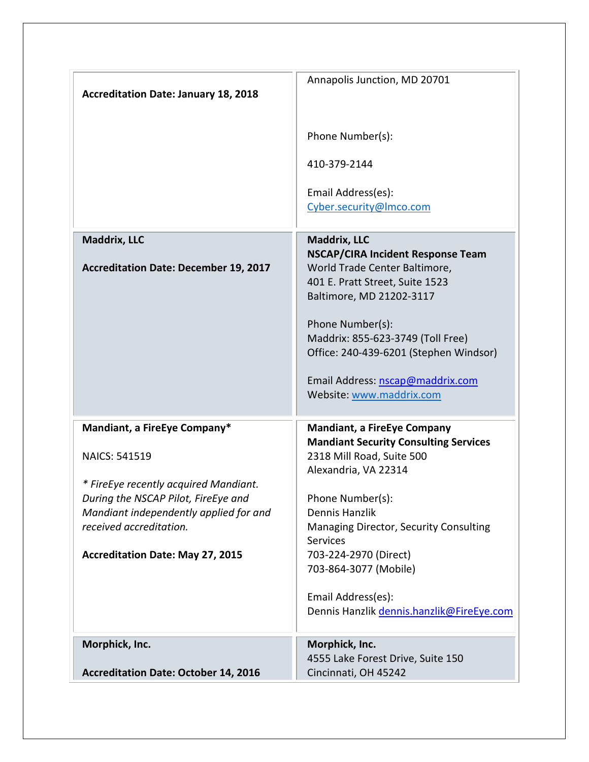| | |
|---|---|
| **Accreditation Date: January 18, 2018** | Annapolis Junction, MD 20701<br><br>Phone Number(s):<br>410-379-2144<br><br>Email Address(es):<br>Cyber.security@lmco.com |
| **Maddrix, LLC**<br><br>**Accreditation Date: December 19, 2017** | **Maddrix, LLC**<br>**NSCAP/CIRA Incident Response Team**<br>World Trade Center Baltimore,<br>401 E. Pratt Street, Suite 1523<br>Baltimore, MD 21202-3117<br><br>Phone Number(s):<br>Maddrix: 855-623-3749 (Toll Free)<br>Office: 240-439-6201 (Stephen Windsor)<br><br>Email Address: nscap@maddrix.com<br>Website: www.maddrix.com |
| **Mandiant, a FireEye Company***<br><br>NAICS: 541519<br><br>*\* FireEye recently acquired Mandiant. During the NSCAP Pilot, FireEye and Mandiant independently applied for and received accreditation.*<br><br>**Accreditation Date: May 27, 2015** | **Mandiant, a FireEye Company**<br>**Mandiant Security Consulting Services**<br>2318 Mill Road, Suite 500<br>Alexandria, VA 22314<br><br>Phone Number(s):<br>Dennis Hanzlik<br>Managing Director, Security Consulting Services<br>703-224-2970 (Direct)<br>703-864-3077 (Mobile)<br><br>Email Address(es):<br>Dennis Hanzlik dennis.hanzlik@FireEye.com |
| **Morphick, Inc.**<br><br>**Accreditation Date: October 14, 2016** | **Morphick, Inc.**<br>4555 Lake Forest Drive, Suite 150<br>Cincinnati, OH 45242 |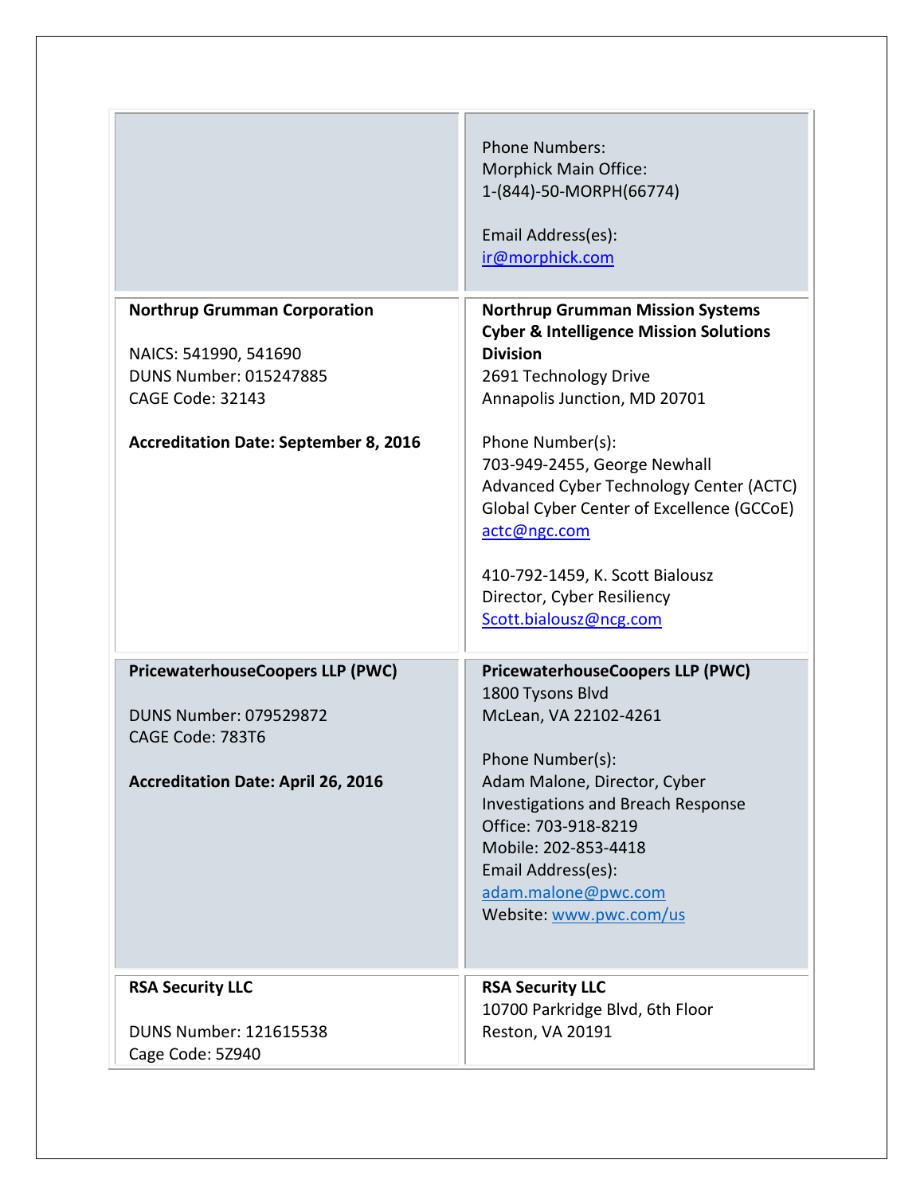| | |
|---|---|
| | Phone Numbers:<br>Morphick Main Office:<br>1-(844)-50-MORPH(66774)<br><br>Email Address(es):<br>ir@morphick.com |
| **Northrup Grumman Corporation**<br><br>NAICS: 541990, 541690<br>DUNS Number: 015247885<br>CAGE Code: 32143<br><br>**Accreditation Date: September 8, 2016** | **Northrup Grumman Mission Systems Cyber & Intelligence Mission Solutions Division**<br>2691 Technology Drive<br>Annapolis Junction, MD 20701<br><br>Phone Number(s):<br>703-949-2455, George Newhall<br>Advanced Cyber Technology Center (ACTC)<br>Global Cyber Center of Excellence (GCCoE)<br>actc@ngc.com<br><br>410-792-1459, K. Scott Bialousz<br>Director, Cyber Resiliency<br>Scott.bialousz@ncg.com |
| **PricewaterhouseCoopers LLP (PWC)**<br><br>DUNS Number: 079529872<br>CAGE Code: 783T6<br><br>**Accreditation Date: April 26, 2016** | **PricewaterhouseCoopers LLP (PWC)**<br>1800 Tysons Blvd<br>McLean, VA 22102-4261<br><br>Phone Number(s):<br>Adam Malone, Director, Cyber Investigations and Breach Response<br>Office: 703-918-8219<br>Mobile: 202-853-4418<br>Email Address(es):<br>adam.malone@pwc.com<br>Website: www.pwc.com/us |
| **RSA Security LLC**<br><br>DUNS Number: 121615538<br>Cage Code: 5Z940 | **RSA Security LLC**<br>10700 Parkridge Blvd, 6th Floor<br>Reston, VA 20191 |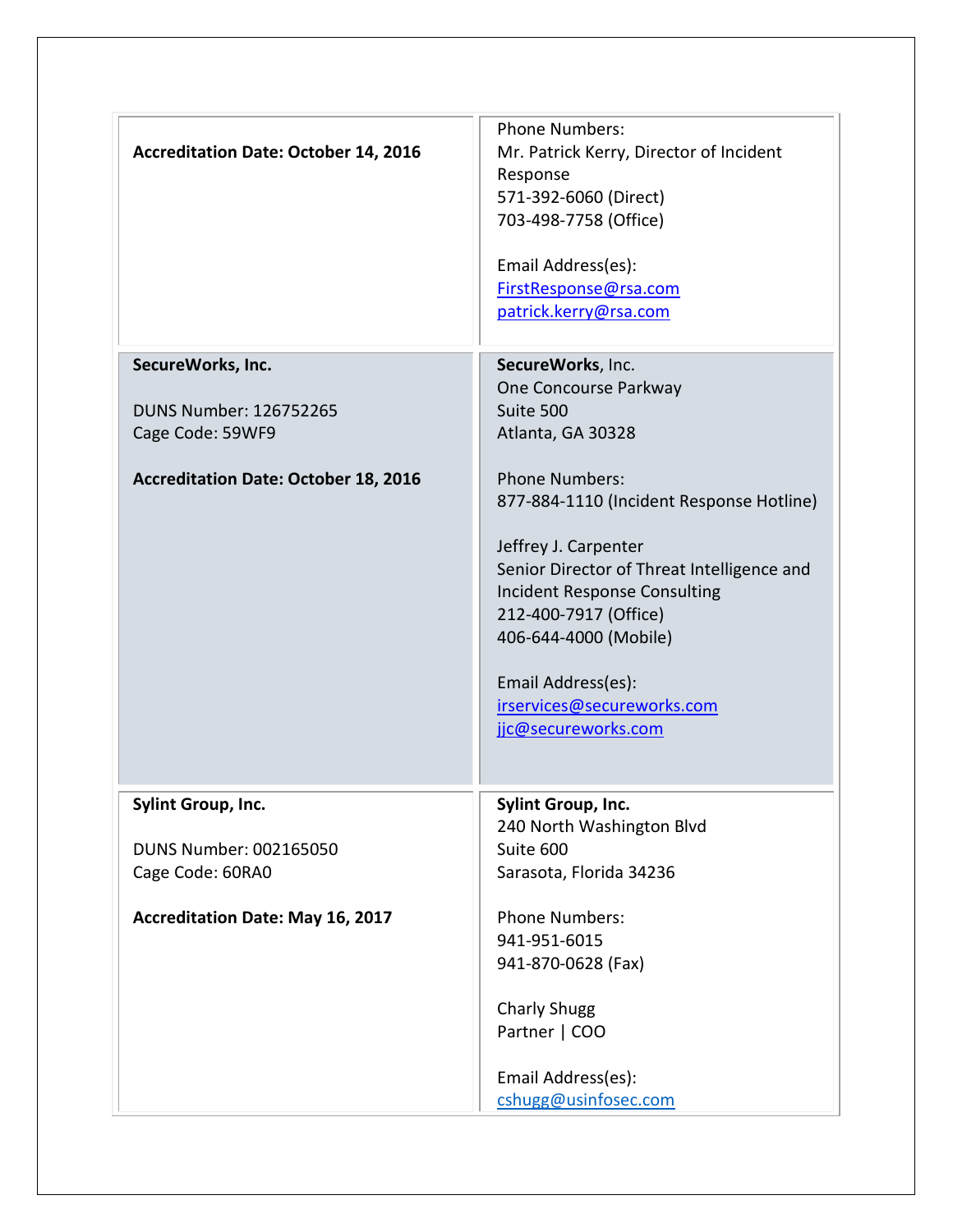| | |
|---|---|
| **Accreditation Date: October 14, 2016** | Phone Numbers:<br>Mr. Patrick Kerry, Director of Incident Response<br>571-392-6060 (Direct)<br>703-498-7758 (Office)<br><br>Email Address(es):<br>FirstResponse@rsa.com<br>patrick.kerry@rsa.com |
| **SecureWorks, Inc.**<br><br>DUNS Number: 126752265<br>Cage Code: 59WF9<br><br>**Accreditation Date: October 18, 2016** | **SecureWorks**, Inc.<br>One Concourse Parkway<br>Suite 500<br>Atlanta, GA 30328<br><br>Phone Numbers:<br>877-884-1110 (Incident Response Hotline)<br><br>Jeffrey J. Carpenter<br>Senior Director of Threat Intelligence and Incident Response Consulting<br>212-400-7917 (Office)<br>406-644-4000 (Mobile)<br><br>Email Address(es):<br>irservices@secureworks.com<br>jjc@secureworks.com |
| **Sylint Group, Inc.**<br><br>DUNS Number: 002165050<br>Cage Code: 60RA0<br><br>**Accreditation Date: May 16, 2017** | **Sylint Group, Inc.**<br>240 North Washington Blvd<br>Suite 600<br>Sarasota, Florida 34236<br><br>Phone Numbers:<br>941-951-6015<br>941-870-0628 (Fax)<br><br>Charly Shugg<br>Partner \| COO<br><br>Email Address(es):<br>cshugg@usinfosec.com |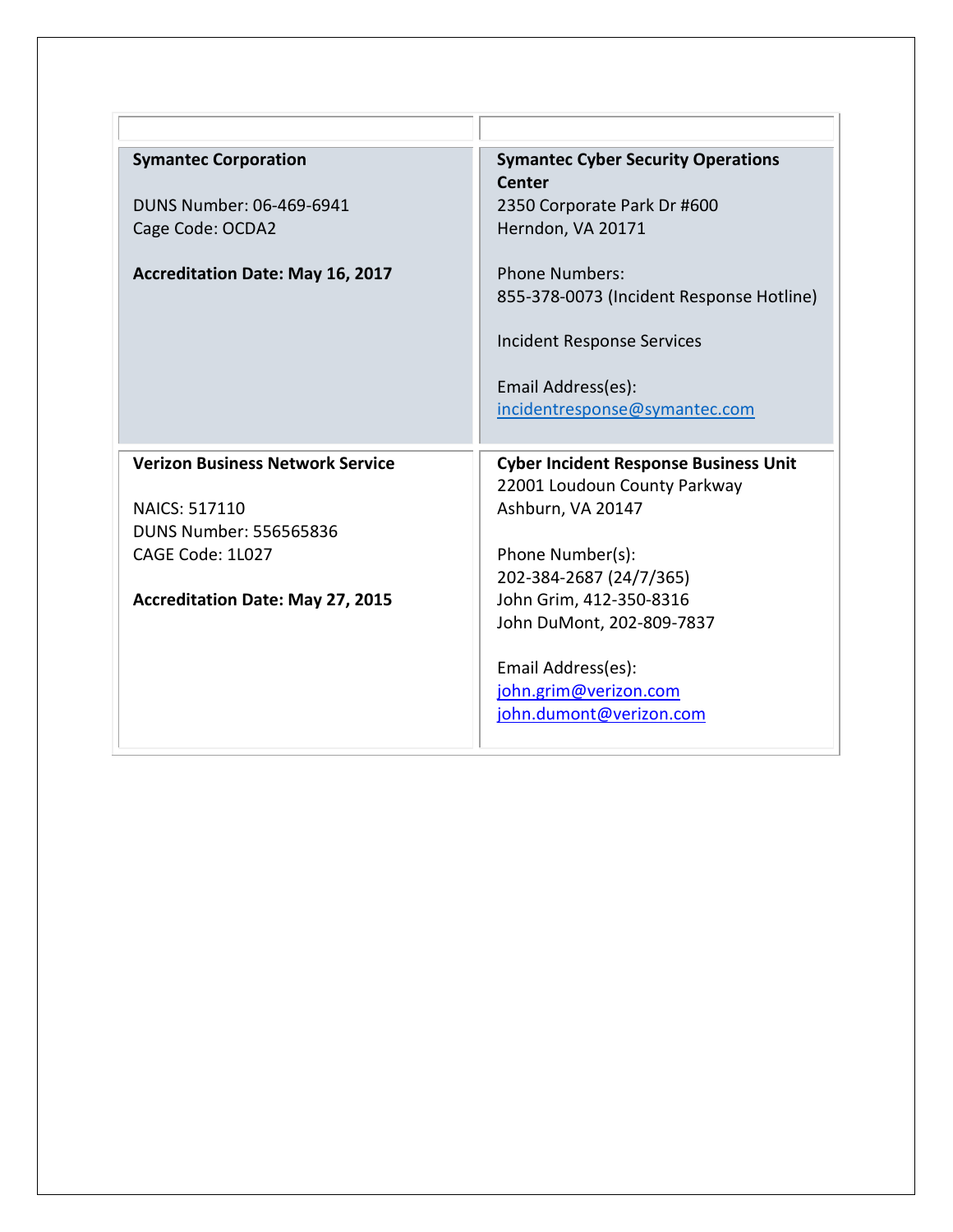| | |
|---|---|
| **Symantec Corporation**<br><br>DUNS Number: 06-469-6941<br>Cage Code: OCDA2<br><br>**Accreditation Date: May 16, 2017** | **Symantec Cyber Security Operations Center**<br>2350 Corporate Park Dr #600<br>Herndon, VA 20171<br><br>Phone Numbers:<br>855-378-0073 (Incident Response Hotline)<br><br>Incident Response Services<br><br>Email Address(es):<br>incidentresponse@symantec.com |
| **Verizon Business Network Service**<br><br>NAICS: 517110<br>DUNS Number: 556565836<br>CAGE Code: 1L027<br><br>**Accreditation Date: May 27, 2015** | **Cyber Incident Response Business Unit**<br>22001 Loudoun County Parkway<br>Ashburn, VA 20147<br><br>Phone Number(s):<br>202-384-2687 (24/7/365)<br>John Grim, 412-350-8316<br>John DuMont, 202-809-7837<br><br>Email Address(es):<br>john.grim@verizon.com<br>john.dumont@verizon.com |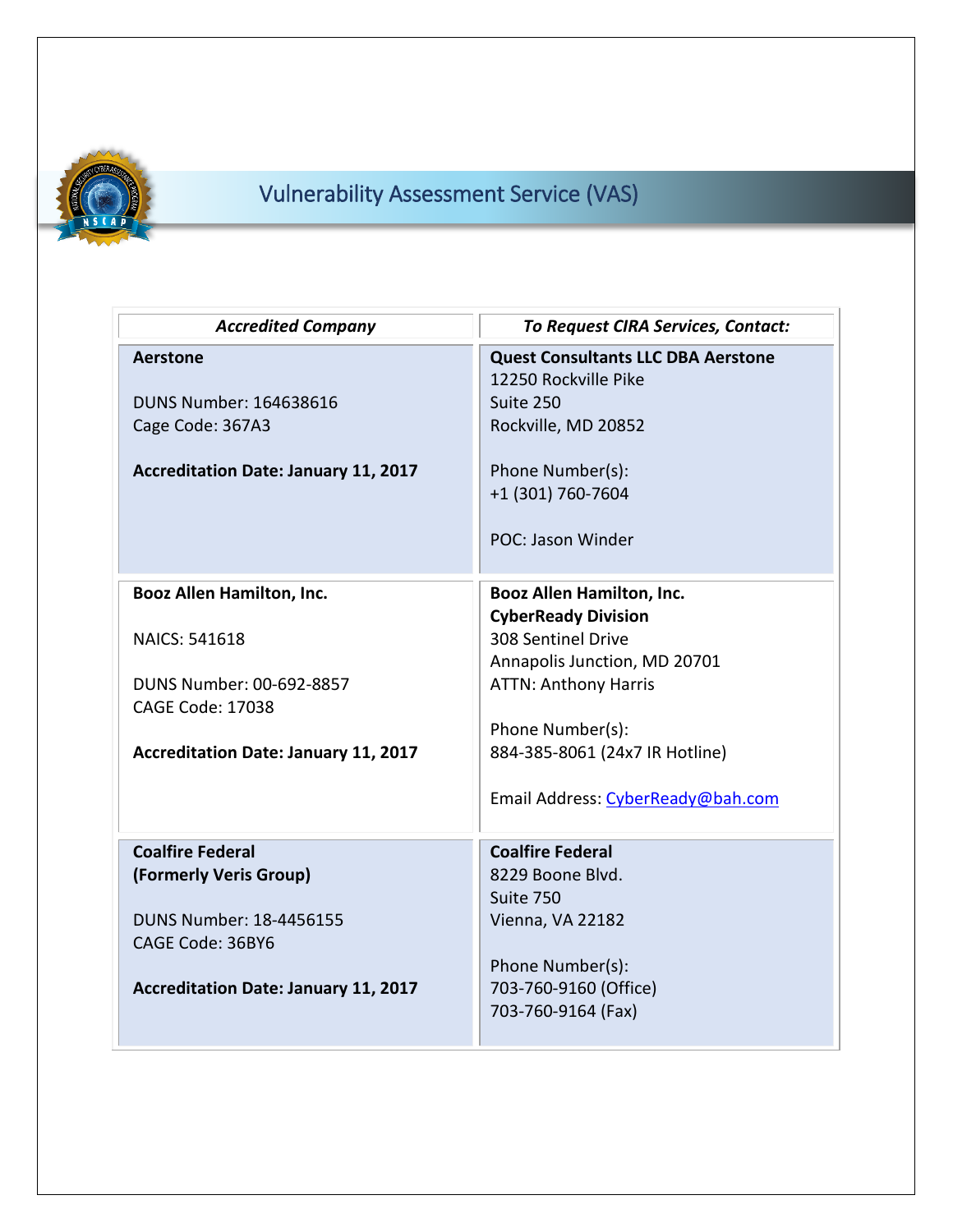# Vulnerability Assessment Service (VAS)

| *Accredited Company* | *To Request CIRA Services, Contact:* |
|---|---|
| **Aerstone**<br><br>DUNS Number: 164638616<br>Cage Code: 367A3<br><br>**Accreditation Date: January 11, 2017** | **Quest Consultants LLC DBA Aerstone**<br>12250 Rockville Pike<br>Suite 250<br>Rockville, MD 20852<br><br>Phone Number(s):<br>+1 (301) 760-7604<br><br>POC: Jason Winder |
| **Booz Allen Hamilton, Inc.**<br><br>NAICS: 541618<br><br>DUNS Number: 00-692-8857<br>CAGE Code: 17038<br><br>**Accreditation Date: January 11, 2017** | **Booz Allen Hamilton, Inc.**<br>**CyberReady Division**<br>308 Sentinel Drive<br>Annapolis Junction, MD 20701<br>ATTN: Anthony Harris<br><br>Phone Number(s):<br>884-385-8061 (24x7 IR Hotline)<br><br>Email Address: CyberReady@bah.com |
| **Coalfire Federal**<br>**(Formerly Veris Group)**<br><br>DUNS Number: 18-4456155<br>CAGE Code: 36BY6<br><br>**Accreditation Date: January 11, 2017** | **Coalfire Federal**<br>8229 Boone Blvd.<br>Suite 750<br>Vienna, VA 22182<br><br>Phone Number(s):<br>703-760-9160 (Office)<br>703-760-9164 (Fax) |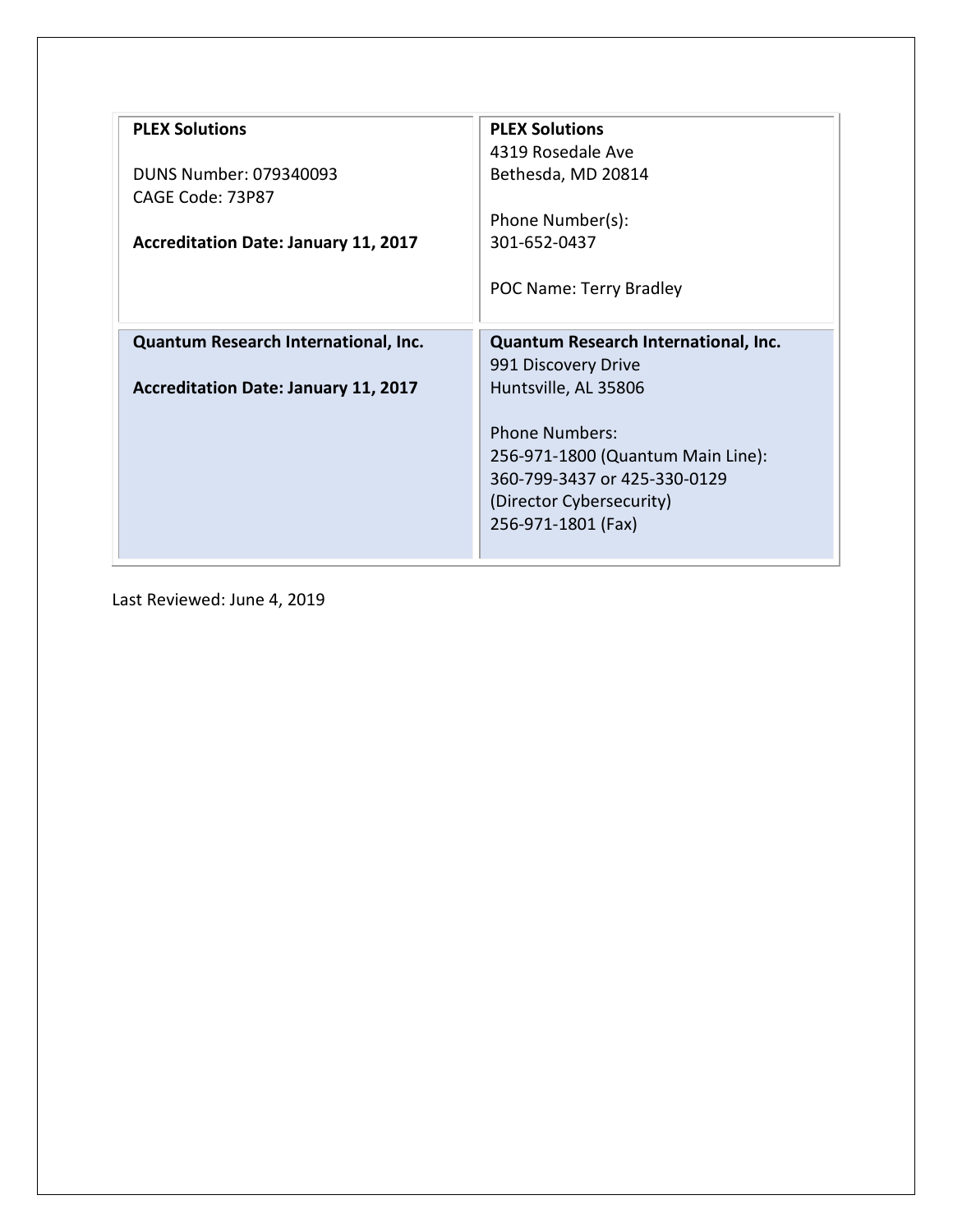| | |
|---|---|
| **PLEX Solutions**<br><br>DUNS Number: 079340093<br>CAGE Code: 73P87<br><br>**Accreditation Date: January 11, 2017** | **PLEX Solutions**<br>4319 Rosedale Ave<br>Bethesda, MD 20814<br><br>Phone Number(s):<br>301-652-0437<br><br>POC Name: Terry Bradley |
| **Quantum Research International, Inc.**<br><br>**Accreditation Date: January 11, 2017** | **Quantum Research International, Inc.**<br>991 Discovery Drive<br>Huntsville, AL 35806<br><br>Phone Numbers:<br>256-971-1800 (Quantum Main Line):<br>360-799-3437 or 425-330-0129<br>(Director Cybersecurity)<br>256-971-1801 (Fax) |

Last Reviewed: June 4, 2019